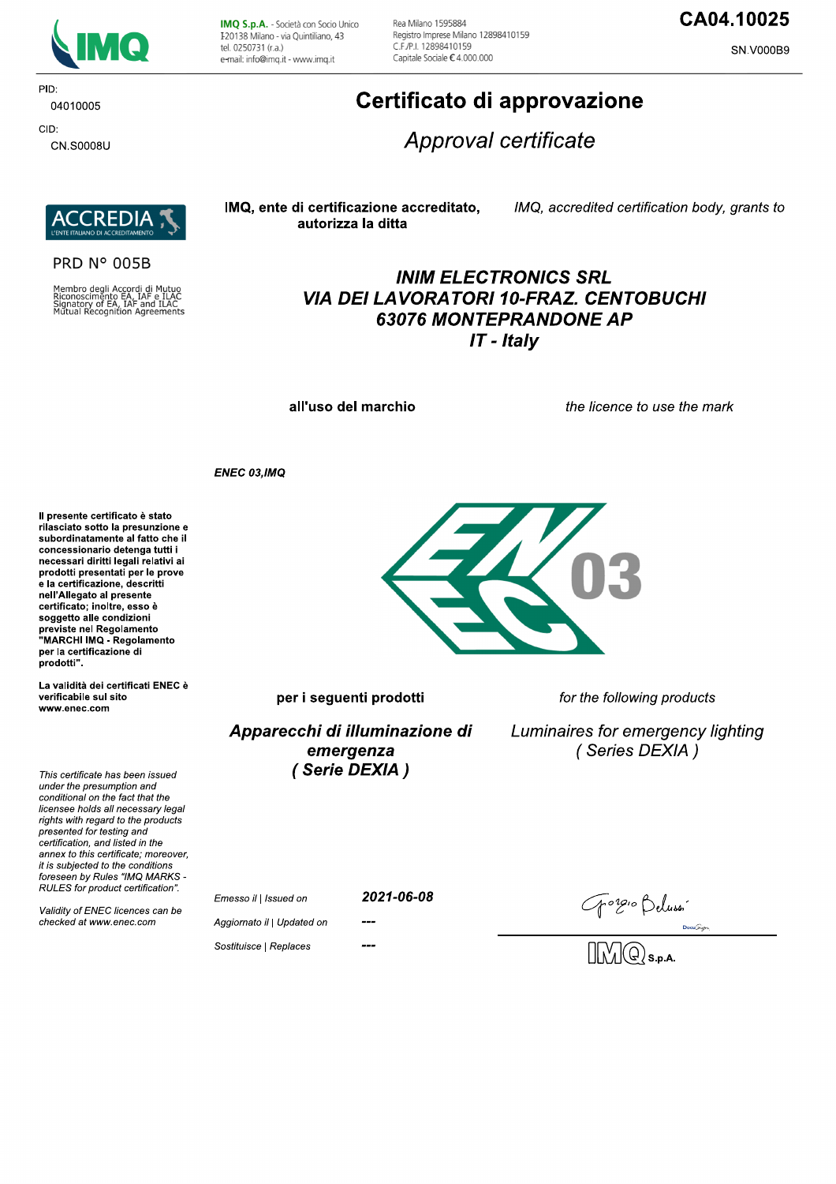IMQ S.p.A. - Società con Socio Unico
I-20138 Milano - via Quintiliano, 43
tel. 0250731 (r.a.)
e-mail: info@imq.it - www.imq.it

Rea Milano 1595884
Registro Imprese Milano 12898410159
C.F./P.I. 12898410159
Capitale Sociale € 4.000.000

**CA04.10025**

SN.V000B9

PID:
04010005

CID:
CN.S0008U

# Certificato di approvazione

## *Approval certificate*

ACCREDIA
L'ENTE ITALIANO DI ACCREDITAMENTO

PRD N° 005B

Membro degli Accordi di Mutuo Riconoscimento EA, IAF e ILAC
Signatory of EA, IAF and ILAC Mutual Recognition Agreements

**IMQ, ente di certificazione accreditato, autorizza la ditta**

*IMQ, accredited certification body, grants to*

***INIM ELECTRONICS SRL***
***VIA DEI LAVORATORI 10-FRAZ. CENTOBUCHI***
***63076 MONTEPRANDONE AP***
***IT - Italy***

**all'uso del marchio**

*the licence to use the mark*

***ENEC 03,IMQ***

ENEC 03

**per i seguenti prodotti**

*for the following products*

***Apparecchi di illuminazione di emergenza***
***( Serie DEXIA )***

*Luminaires for emergency lighting*
*( Series DEXIA )*

**Il presente certificato è stato rilasciato sotto la presunzione e subordinatamente al fatto che il concessionario detenga tutti i necessari diritti legali relativi ai prodotti presentati per le prove e la certificazione, descritti nell'Allegato al presente certificato; inoltre, esso è soggetto alle condizioni previste nel Regolamento "MARCHI IMQ - Regolamento per la certificazione di prodotti".**

**La validità dei certificati ENEC è verificabile sul sito www.enec.com**

*This certificate has been issued under the presumption and conditional on the fact that the licensee holds all necessary legal rights with regard to the products presented for testing and certification, and listed in the annex to this certificate; moreover, it is subjected to the conditions foreseen by Rules "IMQ MARKS - RULES for product certification".*

*Validity of ENEC licences can be checked at www.enec.com*

| | |
|---|---|
| *Emesso il \| Issued on* | ***2021-06-08*** |
| *Aggiornato il \| Updated on* | --- |
| *Sostituisce \| Replaces* | --- |

Giorgio Belussi

IMQ S.p.A.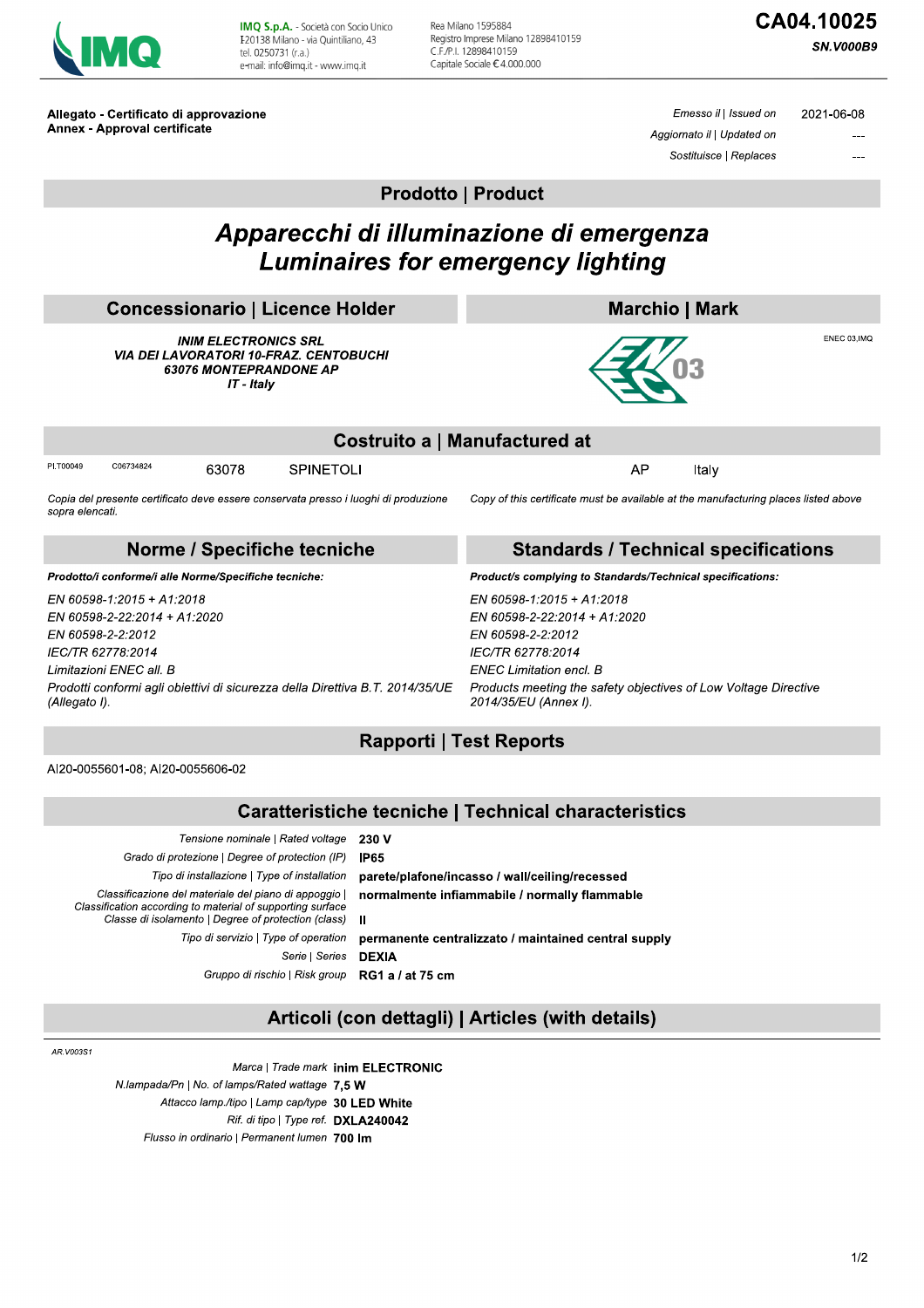IMQ S.p.A. - Società con Socio Unico
I-20138 Milano - via Quintiliano, 43
tel. 0250731 (r.a.)
e-mail: info@imq.it - www.imq.it

Rea Milano 1595884
Registro Imprese Milano 12898410159
C.F./P.I. 12898410159
Capitale Sociale € 4.000.000

# CA04.10025

***SN.V000B9***

**Allegato - Certificato di approvazione**
**Annex - Approval certificate**

| | |
|---|---|
| *Emesso il \| Issued on* | 2021-06-08 |
| *Aggiornato il \| Updated on* | --- |
| *Sostituisce \| Replaces* | --- |

## Prodotto | Product

# *Apparecchi di illuminazione di emergenza*
# *Luminaires for emergency lighting*

## Concessionario | Licence Holder

***INIM ELECTRONICS SRL***
***VIA DEI LAVORATORI 10-FRAZ. CENTOBUCHI***
***63076 MONTEPRANDONE AP***
***IT - Italy***

## Marchio | Mark

ENEC 03,IMQ

## Costruito a | Manufactured at

| | | | | | |
|---|---|---|---|---|---|
| PI.T00049 | C06734824 | 63078 | SPINETOLI | AP | Italy |

*Copia del presente certificato deve essere conservata presso i luoghi di produzione sopra elencati.*

*Copy of this certificate must be available at the manufacturing places listed above*

## Norme / Specifiche tecniche

***Prodotto/i conforme/i alle Norme/Specifiche tecniche:***

*EN 60598-1:2015 + A1:2018*
*EN 60598-2-22:2014 + A1:2020*
*EN 60598-2-2:2012*
*IEC/TR 62778:2014*
*Limitazioni ENEC all. B*
*Prodotti conformi agli obiettivi di sicurezza della Direttiva B.T. 2014/35/UE (Allegato I).*

## Standards / Technical specifications

***Product/s complying to Standards/Technical specifications:***

*EN 60598-1:2015 + A1:2018*
*EN 60598-2-22:2014 + A1:2020*
*EN 60598-2-2:2012*
*IEC/TR 62778:2014*
*ENEC Limitation encl. B*
*Products meeting the safety objectives of Low Voltage Directive 2014/35/EU (Annex I).*

## Rapporti | Test Reports

AI20-0055601-08; AI20-0055606-02

## Caratteristiche tecniche | Technical characteristics

| | |
|---|---|
| *Tensione nominale \| Rated voltage* | **230 V** |
| *Grado di protezione \| Degree of protection (IP)* | **IP65** |
| *Tipo di installazione \| Type of installation* | **parete/plafone/incasso / wall/ceiling/recessed** |
| *Classificazione del materiale del piano di appoggio \| Classification according to material of supporting surface* | **normalmente infiammabile / normally flammable** |
| *Classe di isolamento \| Degree of protection (class)* | **II** |
| *Tipo di servizio \| Type of operation* | **permanente centralizzato / maintained central supply** |
| *Serie \| Series* | **DEXIA** |
| *Gruppo di rischio \| Risk group* | **RG1 a / at 75 cm** |

## Articoli (con dettagli) | Articles (with details)

*AR.V003S1*

| | |
|---|---|
| *Marca \| Trade mark* | **inim ELECTRONIC** |
| *N.lampada/Pn \| No. of lamps/Rated wattage* | **7,5 W** |
| *Attacco lamp./tipo \| Lamp cap/type* | **30 LED White** |
| *Rif. di tipo \| Type ref.* | **DXLA240042** |
| *Flusso in ordinario \| Permanent lumen* | **700 lm** |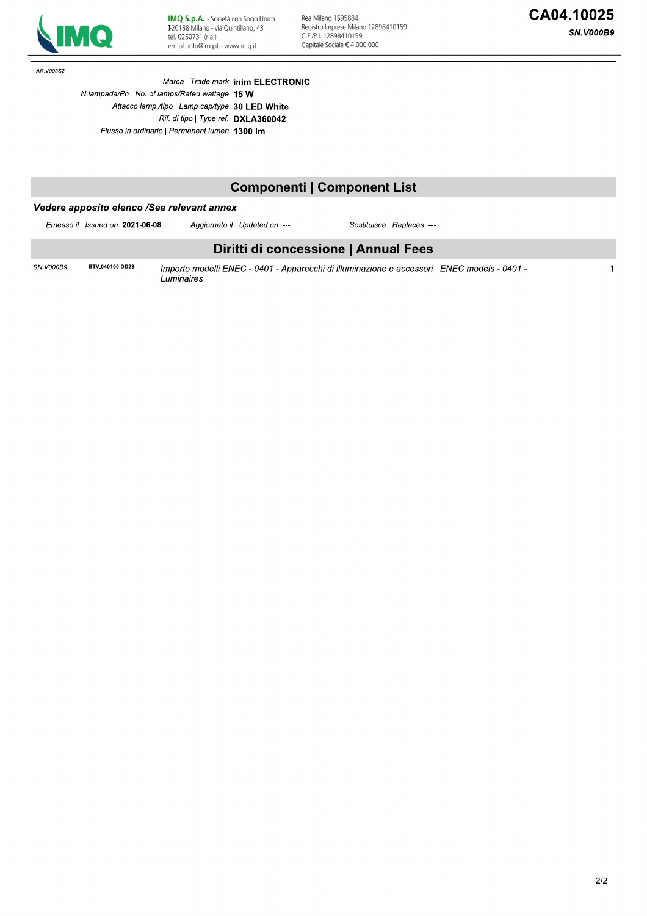AR.V003S2

| | |
|---|---|
| *Marca \| Trade mark* | **inim ELECTRONIC** |
| *N.lampada/Pn \| No. of lamps/Rated wattage* | **15 W** |
| *Attacco lamp./tipo \| Lamp cap/type* | **30 LED White** |
| *Rif. di tipo \| Type ref.* | **DXLA360042** |
| *Flusso in ordinario \| Permanent lumen* | **1300 lm** |

## Componenti | Component List

***Vedere apposito elenco /See relevant annex***

*Emesso il | Issued on* **2021-06-08** *Aggiornato il | Updated on* **---** *Sostituisce | Replaces* **---**

## Diritti di concessione | Annual Fees

| | | | |
|---|---|---|---|
| *SN.V000B9* | **BTV.040100.DD23** | *Importo modelli ENEC - 0401 - Apparecchi di illuminazione e accessori \| ENEC models - 0401 - Luminaires* | 1 |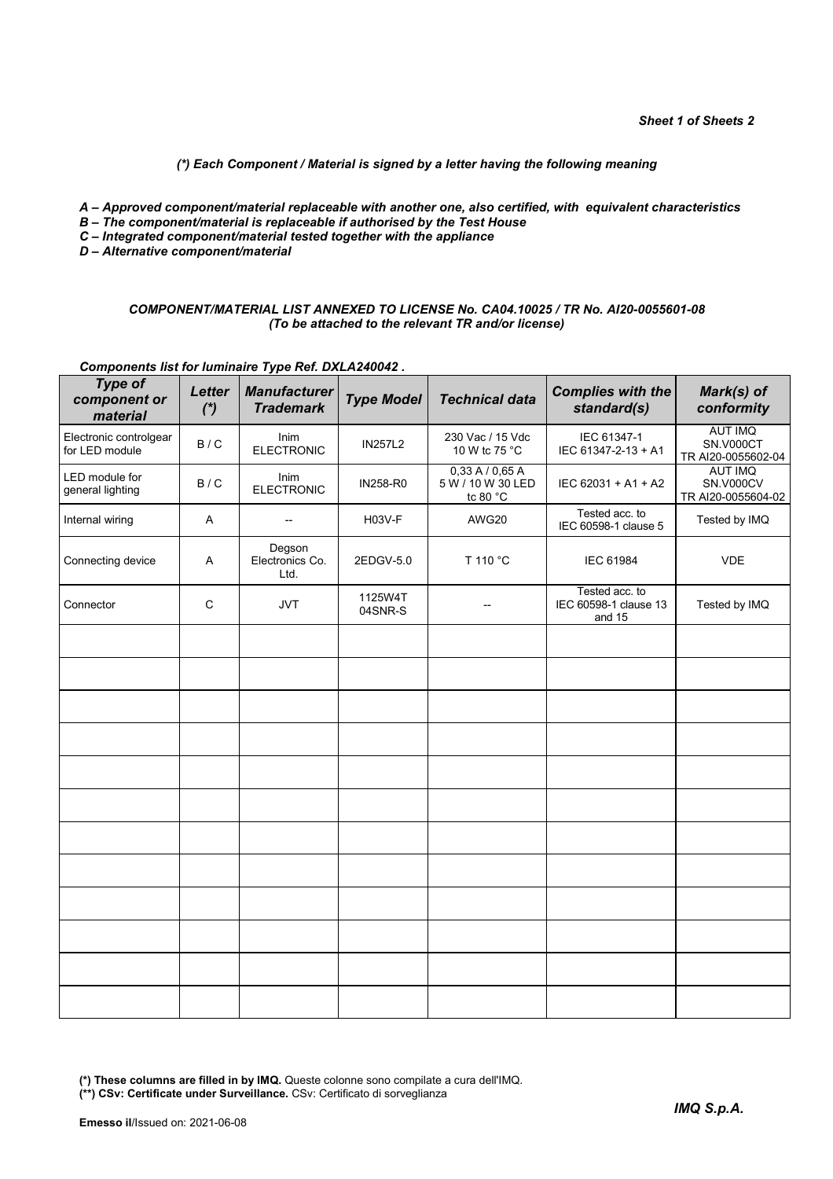*(\*) Each Component / Material is signed by a letter having the following meaning*

***A – Approved component/material replaceable with another one, also certified, with equivalent characteristics***
***B – The component/material is replaceable if authorised by the Test House***
***C – Integrated component/material tested together with the appliance***
***D – Alternative component/material***

***COMPONENT/MATERIAL LIST ANNEXED TO LICENSE No. CA04.10025 / TR No. AI20-0055601-08***
***(To be attached to the relevant TR and/or license)***

***Components list for luminaire Type Ref. DXLA240042 .***

| *Type of component or material* | *Letter (\*)* | *Manufacturer Trademark* | *Type Model* | *Technical data* | *Complies with the standard(s)* | *Mark(s) of conformity* |
|---|---|---|---|---|---|---|
| Electronic controlgear for LED module | B / C | Inim ELECTRONIC | IN257L2 | 230 Vac / 15 Vdc 10 W tc 75 °C | IEC 61347-1 IEC 61347-2-13 + A1 | AUT IMQ SN.V000CT TR AI20-0055602-04 |
| LED module for general lighting | B / C | Inim ELECTRONIC | IN258-R0 | 0,33 A / 0,65 A 5 W / 10 W 30 LED tc 80 °C | IEC 62031 + A1 + A2 | AUT IMQ SN.V000CV TR AI20-0055604-02 |
| Internal wiring | A | -- | H03V-F | AWG20 | Tested acc. to IEC 60598-1 clause 5 | Tested by IMQ |
| Connecting device | A | Degson Electronics Co. Ltd. | 2EDGV-5.0 | T 110 °C | IEC 61984 | VDE |
| Connector | C | JVT | 1125W4T 04SNR-S | -- | Tested acc. to IEC 60598-1 clause 13 and 15 | Tested by IMQ |
| | | | | | | |
| | | | | | | |
| | | | | | | |
| | | | | | | |
| | | | | | | |
| | | | | | | |
| | | | | | | |
| | | | | | | |
| | | | | | | |
| | | | | | | |
| | | | | | | |
| | | | | | | |

**(\*) These columns are filled in by IMQ.** Queste colonne sono compilate a cura dell'IMQ.
**(\*\*) CSv: Certificate under Surveillance.** CSv: Certificato di sorveglianza

**Emesso il**/Issued on: 2021-06-08

***IMQ S.p.A.***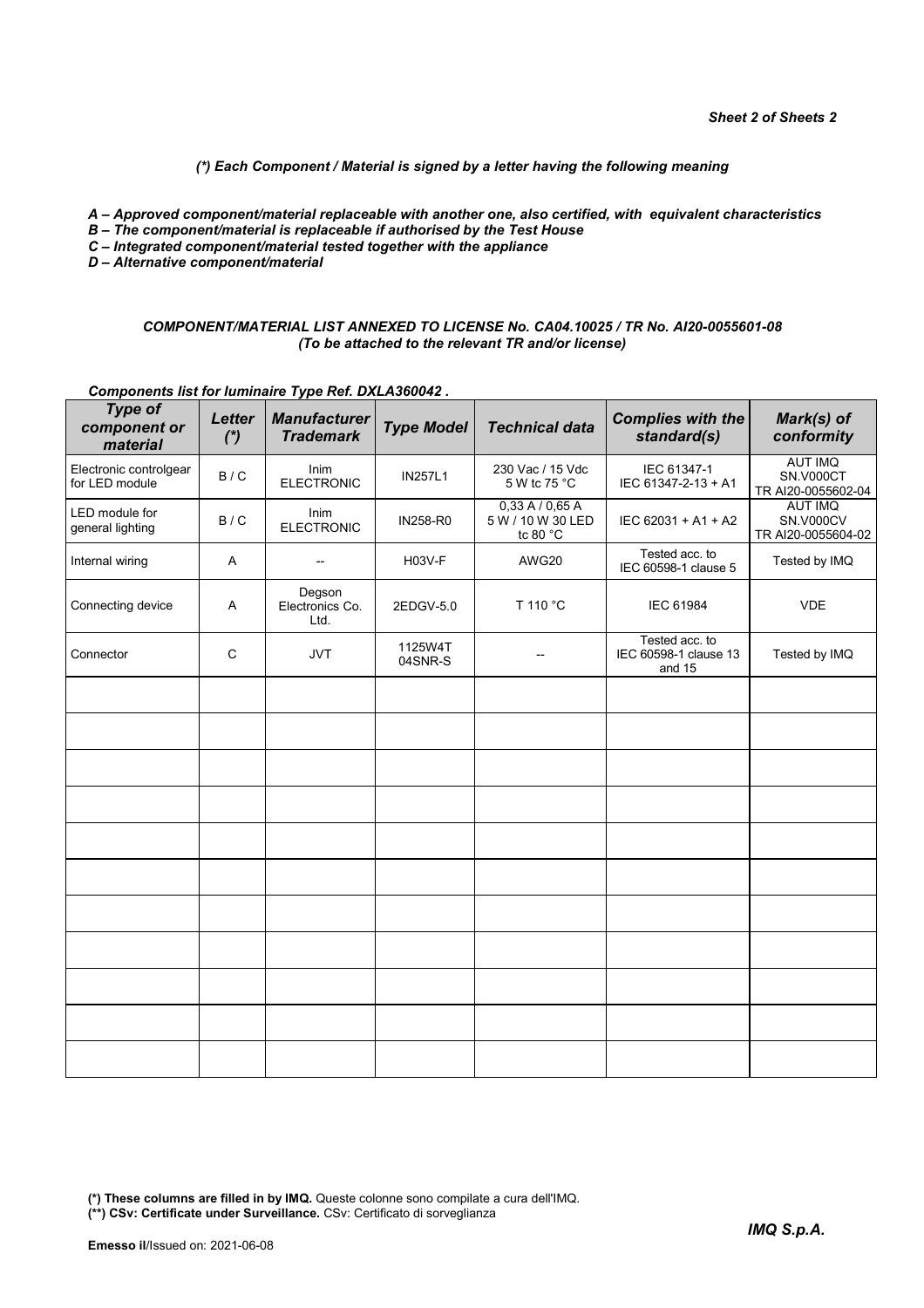*Sheet 2 of Sheets 2*

***(\*) Each Component / Material is signed by a letter having the following meaning***

***A – Approved component/material replaceable with another one, also certified, with equivalent characteristics***
***B – The component/material is replaceable if authorised by the Test House***
***C – Integrated component/material tested together with the appliance***
***D – Alternative component/material***

***COMPONENT/MATERIAL LIST ANNEXED TO LICENSE No. CA04.10025 / TR No. AI20-0055601-08***
***(To be attached to the relevant TR and/or license)***

***Components list for luminaire Type Ref. DXLA360042 .***

| *Type of component or material* | *Letter (\*)* | *Manufacturer Trademark* | *Type Model* | *Technical data* | *Complies with the standard(s)* | *Mark(s) of conformity* |
|---|---|---|---|---|---|---|
| Electronic controlgear for LED module | B / C | Inim ELECTRONIC | IN257L1 | 230 Vac / 15 Vdc 5 W tc 75 °C | IEC 61347-1 IEC 61347-2-13 + A1 | AUT IMQ SN.V000CT TR AI20-0055602-04 |
| LED module for general lighting | B / C | Inim ELECTRONIC | IN258-R0 | 0,33 A / 0,65 A 5 W / 10 W 30 LED tc 80 °C | IEC 62031 + A1 + A2 | AUT IMQ SN.V000CV TR AI20-0055604-02 |
| Internal wiring | A | -- | H03V-F | AWG20 | Tested acc. to IEC 60598-1 clause 5 | Tested by IMQ |
| Connecting device | A | Degson Electronics Co. Ltd. | 2EDGV-5.0 | T 110 °C | IEC 61984 | VDE |
| Connector | C | JVT | 1125W4T 04SNR-S | -- | Tested acc. to IEC 60598-1 clause 13 and 15 | Tested by IMQ |
| | | | | | | |
| | | | | | | |
| | | | | | | |
| | | | | | | |
| | | | | | | |
| | | | | | | |
| | | | | | | |
| | | | | | | |
| | | | | | | |
| | | | | | | |
| | | | | | | |

**(\*) These columns are filled in by IMQ.** Queste colonne sono compilate a cura dell'IMQ.
**(\*\*) CSv: Certificate under Surveillance.** CSv: Certificato di sorveglianza

**Emesso il**/Issued on: 2021-06-08

***IMQ S.p.A.***